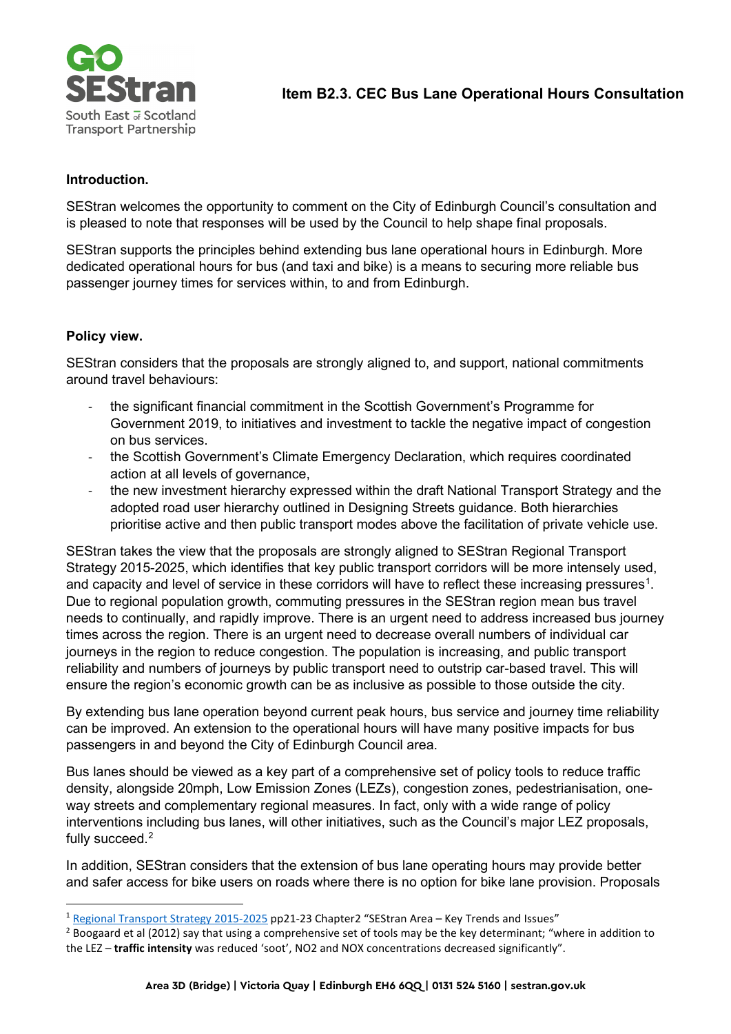# Item B2.3. CEC Bus Lane Operational Hours Consultation

**Introduction.**

SEStran welcomes the opportunity to comment on the City of Edinburgh Council's consultation and is pleased to note that responses will be used by the Council to help shape final proposals.

SEStran supports the principles behind extending bus lane operational hours in Edinburgh. More dedicated operational hours for bus (and taxi and bike) is a means to securing more reliable bus passenger journey times for services within, to and from Edinburgh.

**Policy view.**

SEStran considers that the proposals are strongly aligned to, and support, national commitments around travel behaviours:

- the significant financial commitment in the Scottish Government's Programme for Government 2019, to initiatives and investment to tackle the negative impact of congestion on bus services.
- the Scottish Government's Climate Emergency Declaration, which requires coordinated action at all levels of governance,
- the new investment hierarchy expressed within the draft National Transport Strategy and the adopted road user hierarchy outlined in Designing Streets guidance. Both hierarchies prioritise active and then public transport modes above the facilitation of private vehicle use.

SEStran takes the view that the proposals are strongly aligned to SEStran Regional Transport Strategy 2015-2025, which identifies that key public transport corridors will be more intensely used, and capacity and level of service in these corridors will have to reflect these increasing pressures[1]. Due to regional population growth, commuting pressures in the SEStran region mean bus travel needs to continually, and rapidly improve. There is an urgent need to address increased bus journey times across the region. There is an urgent need to decrease overall numbers of individual car journeys in the region to reduce congestion. The population is increasing, and public transport reliability and numbers of journeys by public transport need to outstrip car-based travel. This will ensure the region's economic growth can be as inclusive as possible to those outside the city.

By extending bus lane operation beyond current peak hours, bus service and journey time reliability can be improved. An extension to the operational hours will have many positive impacts for bus passengers in and beyond the City of Edinburgh Council area.

Bus lanes should be viewed as a key part of a comprehensive set of policy tools to reduce traffic density, alongside 20mph, Low Emission Zones (LEZs), congestion zones, pedestrianisation, one-way streets and complementary regional measures. In fact, only with a wide range of policy interventions including bus lanes, will other initiatives, such as the Council's major LEZ proposals, fully succeed.[2]

In addition, SEStran considers that the extension of bus lane operating hours may provide better and safer access for bike users on roads where there is no option for bike lane provision. Proposals

---

[1] Regional Transport Strategy 2015-2025 pp21-23 Chapter2 "SEStran Area – Key Trends and Issues"

[2] Boogaard et al (2012) say that using a comprehensive set of tools may be the key determinant; "where in addition to the LEZ – **traffic intensity** was reduced 'soot', NO2 and NOX concentrations decreased significantly".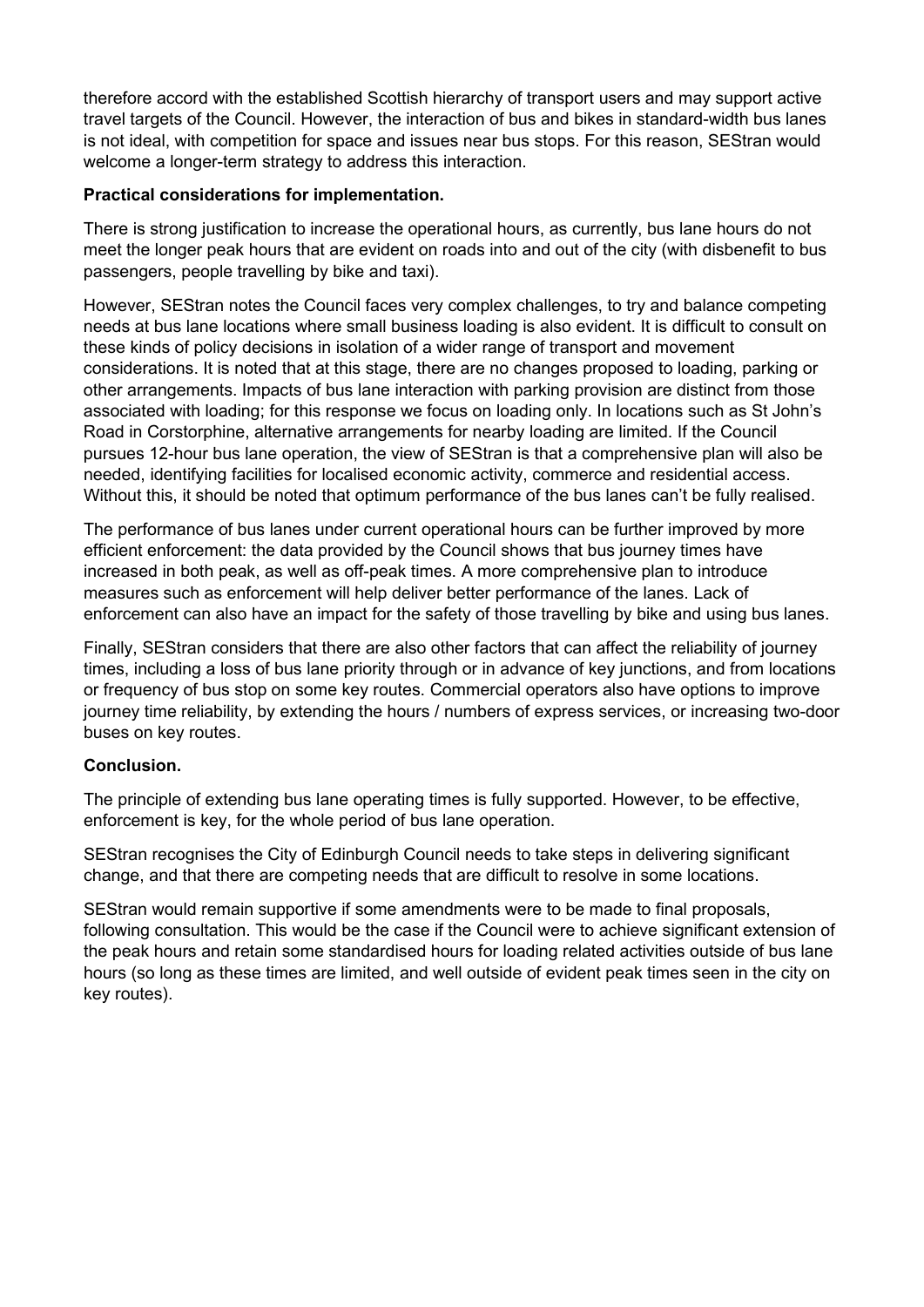therefore accord with the established Scottish hierarchy of transport users and may support active travel targets of the Council. However, the interaction of bus and bikes in standard-width bus lanes is not ideal, with competition for space and issues near bus stops. For this reason, SEStran would welcome a longer-term strategy to address this interaction.

**Practical considerations for implementation.**

There is strong justification to increase the operational hours, as currently, bus lane hours do not meet the longer peak hours that are evident on roads into and out of the city (with disbenefit to bus passengers, people travelling by bike and taxi).

However, SEStran notes the Council faces very complex challenges, to try and balance competing needs at bus lane locations where small business loading is also evident. It is difficult to consult on these kinds of policy decisions in isolation of a wider range of transport and movement considerations. It is noted that at this stage, there are no changes proposed to loading, parking or other arrangements. Impacts of bus lane interaction with parking provision are distinct from those associated with loading; for this response we focus on loading only. In locations such as St John's Road in Corstorphine, alternative arrangements for nearby loading are limited. If the Council pursues 12-hour bus lane operation, the view of SEStran is that a comprehensive plan will also be needed, identifying facilities for localised economic activity, commerce and residential access. Without this, it should be noted that optimum performance of the bus lanes can't be fully realised.

The performance of bus lanes under current operational hours can be further improved by more efficient enforcement: the data provided by the Council shows that bus journey times have increased in both peak, as well as off-peak times. A more comprehensive plan to introduce measures such as enforcement will help deliver better performance of the lanes. Lack of enforcement can also have an impact for the safety of those travelling by bike and using bus lanes.

Finally, SEStran considers that there are also other factors that can affect the reliability of journey times, including a loss of bus lane priority through or in advance of key junctions, and from locations or frequency of bus stop on some key routes. Commercial operators also have options to improve journey time reliability, by extending the hours / numbers of express services, or increasing two-door buses on key routes.

**Conclusion.**

The principle of extending bus lane operating times is fully supported. However, to be effective, enforcement is key, for the whole period of bus lane operation.

SEStran recognises the City of Edinburgh Council needs to take steps in delivering significant change, and that there are competing needs that are difficult to resolve in some locations.

SEStran would remain supportive if some amendments were to be made to final proposals, following consultation. This would be the case if the Council were to achieve significant extension of the peak hours and retain some standardised hours for loading related activities outside of bus lane hours (so long as these times are limited, and well outside of evident peak times seen in the city on key routes).